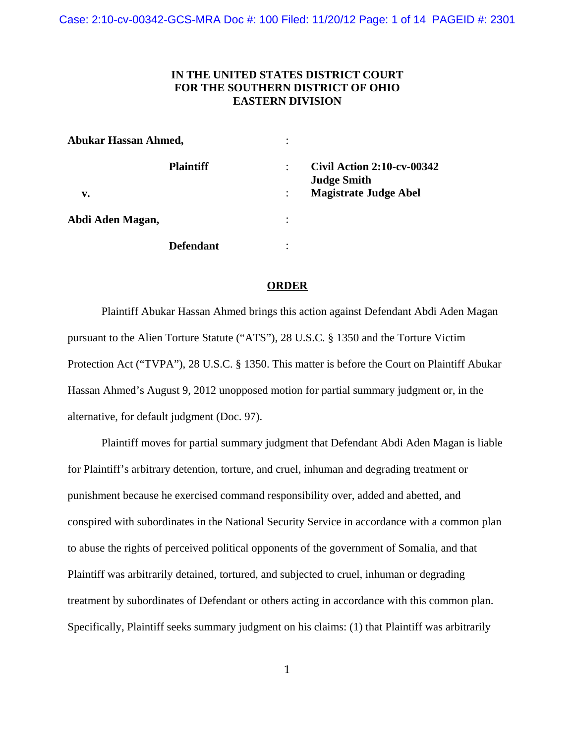**IN THE UNITED STATES DISTRICT COURT**
**FOR THE SOUTHERN DISTRICT OF OHIO**
**EASTERN DIVISION**

| | | |
|---|---|---|
| **Abukar Hassan Ahmed,** | : | |
| **Plaintiff** | : | **Civil Action 2:10-cv-00342** **Judge Smith** |
| **v.** | : | **Magistrate Judge Abel** |
| **Abdi Aden Magan,** | : | |
| **Defendant** | : | |

**ORDER**

Plaintiff Abukar Hassan Ahmed brings this action against Defendant Abdi Aden Magan pursuant to the Alien Torture Statute ("ATS"), 28 U.S.C. § 1350 and the Torture Victim Protection Act ("TVPA"), 28 U.S.C. § 1350. This matter is before the Court on Plaintiff Abukar Hassan Ahmed's August 9, 2012 unopposed motion for partial summary judgment or, in the alternative, for default judgment (Doc. 97).

Plaintiff moves for partial summary judgment that Defendant Abdi Aden Magan is liable for Plaintiff's arbitrary detention, torture, and cruel, inhuman and degrading treatment or punishment because he exercised command responsibility over, added and abetted, and conspired with subordinates in the National Security Service in accordance with a common plan to abuse the rights of perceived political opponents of the government of Somalia, and that Plaintiff was arbitrarily detained, tortured, and subjected to cruel, inhuman or degrading treatment by subordinates of Defendant or others acting in accordance with this common plan. Specifically, Plaintiff seeks summary judgment on his claims: (1) that Plaintiff was arbitrarily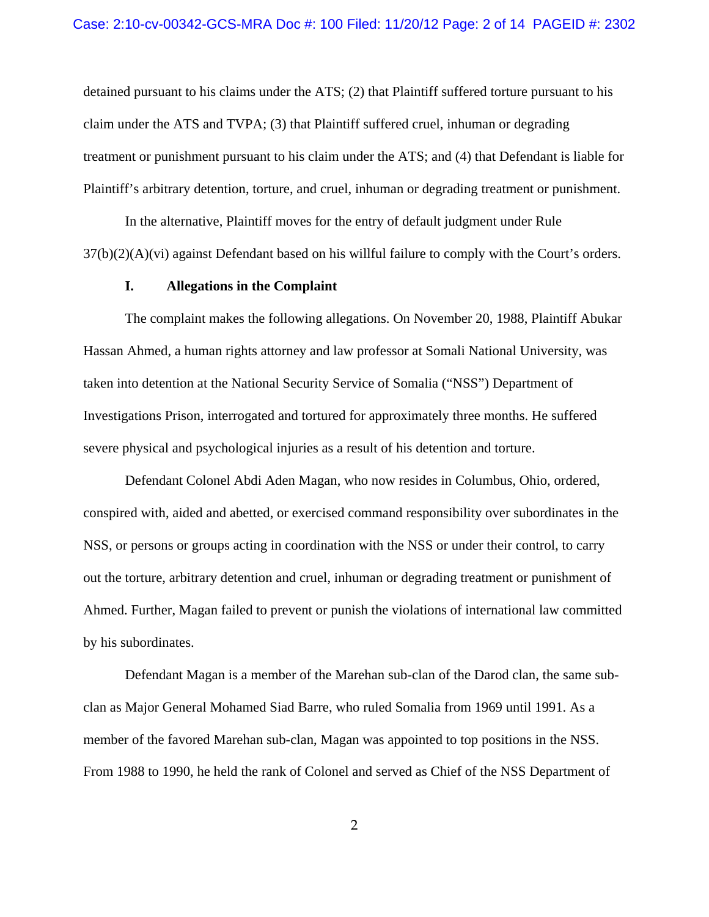detained pursuant to his claims under the ATS; (2) that Plaintiff suffered torture pursuant to his claim under the ATS and TVPA; (3) that Plaintiff suffered cruel, inhuman or degrading treatment or punishment pursuant to his claim under the ATS; and (4) that Defendant is liable for Plaintiff's arbitrary detention, torture, and cruel, inhuman or degrading treatment or punishment.

In the alternative, Plaintiff moves for the entry of default judgment under Rule 37(b)(2)(A)(vi) against Defendant based on his willful failure to comply with the Court's orders.

## I. Allegations in the Complaint

The complaint makes the following allegations. On November 20, 1988, Plaintiff Abukar Hassan Ahmed, a human rights attorney and law professor at Somali National University, was taken into detention at the National Security Service of Somalia ("NSS") Department of Investigations Prison, interrogated and tortured for approximately three months. He suffered severe physical and psychological injuries as a result of his detention and torture.

Defendant Colonel Abdi Aden Magan, who now resides in Columbus, Ohio, ordered, conspired with, aided and abetted, or exercised command responsibility over subordinates in the NSS, or persons or groups acting in coordination with the NSS or under their control, to carry out the torture, arbitrary detention and cruel, inhuman or degrading treatment or punishment of Ahmed. Further, Magan failed to prevent or punish the violations of international law committed by his subordinates.

Defendant Magan is a member of the Marehan sub-clan of the Darod clan, the same sub-clan as Major General Mohamed Siad Barre, who ruled Somalia from 1969 until 1991. As a member of the favored Marehan sub-clan, Magan was appointed to top positions in the NSS. From 1988 to 1990, he held the rank of Colonel and served as Chief of the NSS Department of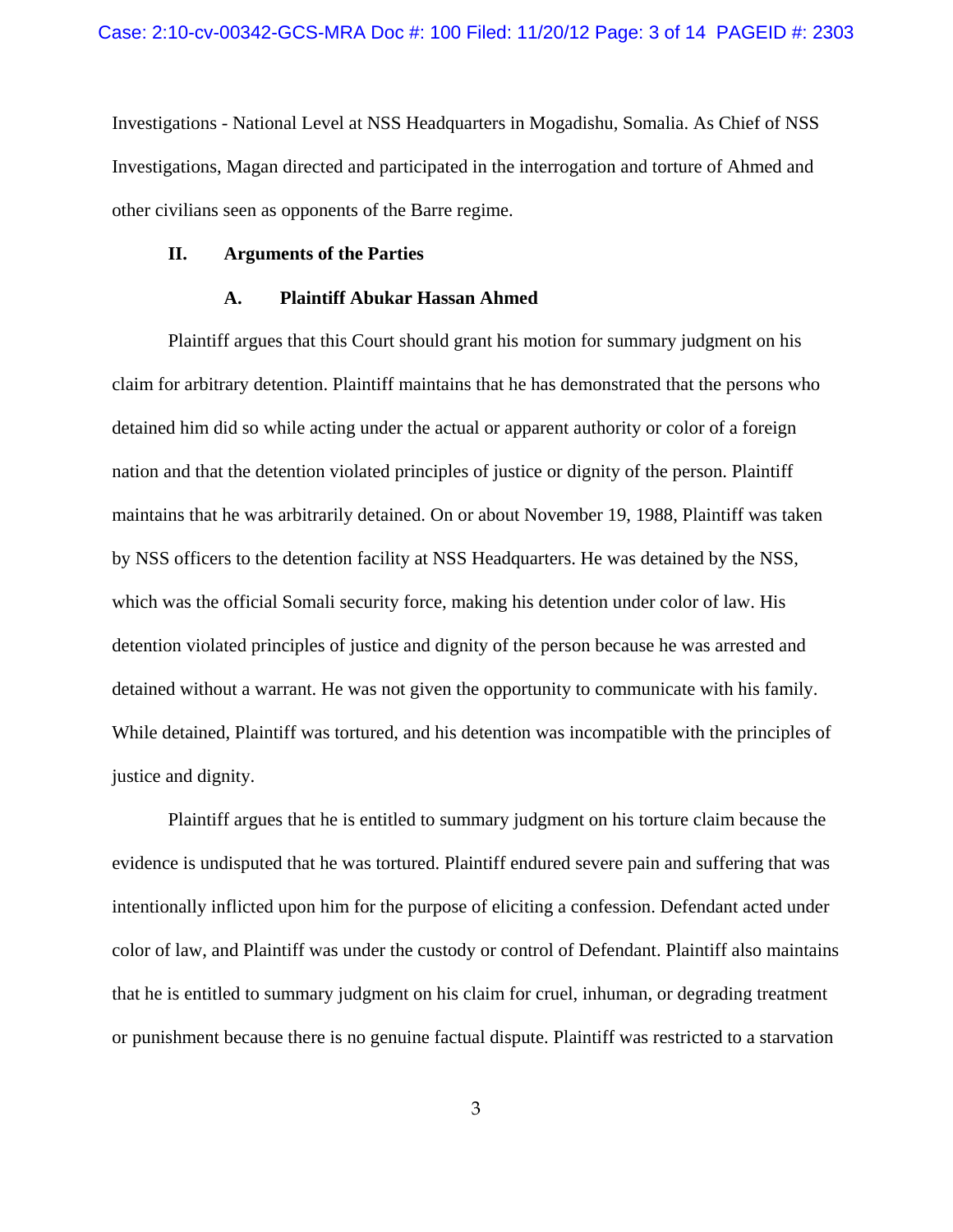Investigations - National Level at NSS Headquarters in Mogadishu, Somalia. As Chief of NSS Investigations, Magan directed and participated in the interrogation and torture of Ahmed and other civilians seen as opponents of the Barre regime.

## II. Arguments of the Parties

### A. Plaintiff Abukar Hassan Ahmed

Plaintiff argues that this Court should grant his motion for summary judgment on his claim for arbitrary detention. Plaintiff maintains that he has demonstrated that the persons who detained him did so while acting under the actual or apparent authority or color of a foreign nation and that the detention violated principles of justice or dignity of the person. Plaintiff maintains that he was arbitrarily detained. On or about November 19, 1988, Plaintiff was taken by NSS officers to the detention facility at NSS Headquarters. He was detained by the NSS, which was the official Somali security force, making his detention under color of law. His detention violated principles of justice and dignity of the person because he was arrested and detained without a warrant. He was not given the opportunity to communicate with his family. While detained, Plaintiff was tortured, and his detention was incompatible with the principles of justice and dignity.

Plaintiff argues that he is entitled to summary judgment on his torture claim because the evidence is undisputed that he was tortured. Plaintiff endured severe pain and suffering that was intentionally inflicted upon him for the purpose of eliciting a confession. Defendant acted under color of law, and Plaintiff was under the custody or control of Defendant. Plaintiff also maintains that he is entitled to summary judgment on his claim for cruel, inhuman, or degrading treatment or punishment because there is no genuine factual dispute. Plaintiff was restricted to a starvation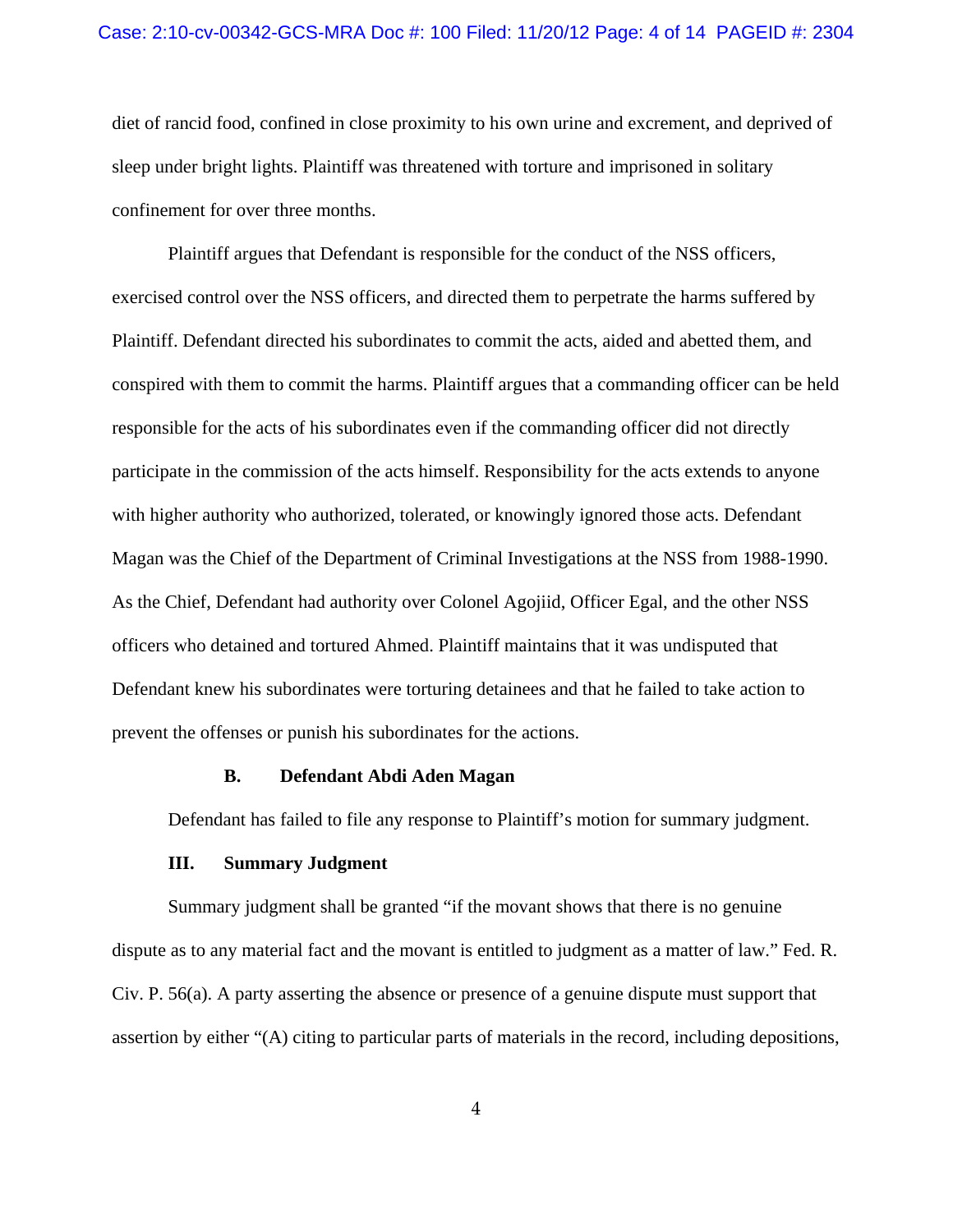diet of rancid food, confined in close proximity to his own urine and excrement, and deprived of sleep under bright lights. Plaintiff was threatened with torture and imprisoned in solitary confinement for over three months.

Plaintiff argues that Defendant is responsible for the conduct of the NSS officers, exercised control over the NSS officers, and directed them to perpetrate the harms suffered by Plaintiff. Defendant directed his subordinates to commit the acts, aided and abetted them, and conspired with them to commit the harms. Plaintiff argues that a commanding officer can be held responsible for the acts of his subordinates even if the commanding officer did not directly participate in the commission of the acts himself. Responsibility for the acts extends to anyone with higher authority who authorized, tolerated, or knowingly ignored those acts. Defendant Magan was the Chief of the Department of Criminal Investigations at the NSS from 1988-1990. As the Chief, Defendant had authority over Colonel Agojiid, Officer Egal, and the other NSS officers who detained and tortured Ahmed. Plaintiff maintains that it was undisputed that Defendant knew his subordinates were torturing detainees and that he failed to take action to prevent the offenses or punish his subordinates for the actions.

### B. Defendant Abdi Aden Magan

Defendant has failed to file any response to Plaintiff's motion for summary judgment.

## III. Summary Judgment

Summary judgment shall be granted "if the movant shows that there is no genuine dispute as to any material fact and the movant is entitled to judgment as a matter of law." Fed. R. Civ. P. 56(a). A party asserting the absence or presence of a genuine dispute must support that assertion by either "(A) citing to particular parts of materials in the record, including depositions,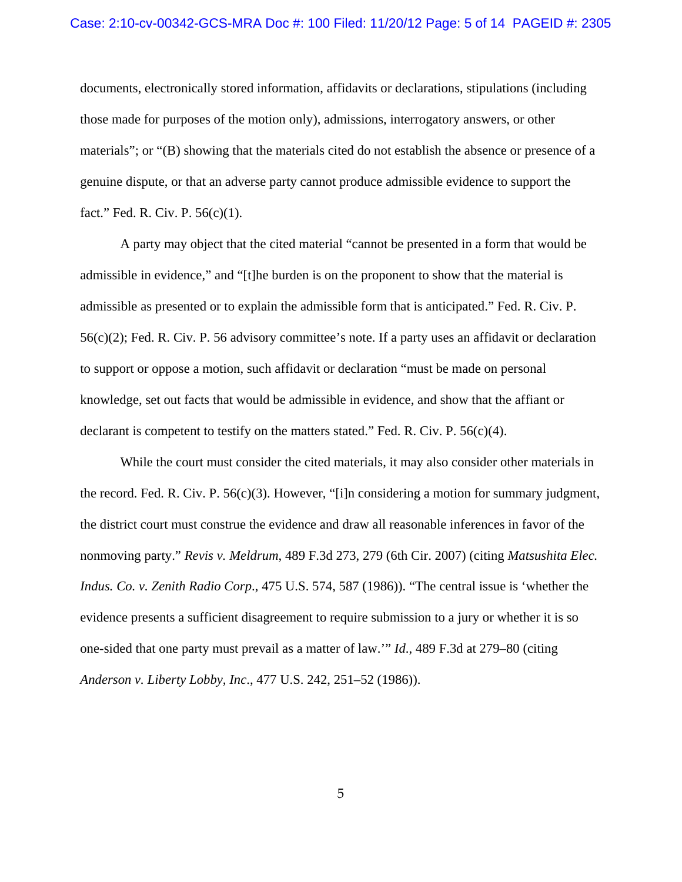documents, electronically stored information, affidavits or declarations, stipulations (including those made for purposes of the motion only), admissions, interrogatory answers, or other materials"; or "(B) showing that the materials cited do not establish the absence or presence of a genuine dispute, or that an adverse party cannot produce admissible evidence to support the fact." Fed. R. Civ. P. 56(c)(1).

A party may object that the cited material "cannot be presented in a form that would be admissible in evidence," and "[t]he burden is on the proponent to show that the material is admissible as presented or to explain the admissible form that is anticipated." Fed. R. Civ. P. 56(c)(2); Fed. R. Civ. P. 56 advisory committee's note. If a party uses an affidavit or declaration to support or oppose a motion, such affidavit or declaration "must be made on personal knowledge, set out facts that would be admissible in evidence, and show that the affiant or declarant is competent to testify on the matters stated." Fed. R. Civ. P. 56(c)(4).

While the court must consider the cited materials, it may also consider other materials in the record. Fed. R. Civ. P. 56(c)(3). However, "[i]n considering a motion for summary judgment, the district court must construe the evidence and draw all reasonable inferences in favor of the nonmoving party." *Revis v. Meldrum*, 489 F.3d 273, 279 (6th Cir. 2007) (citing *Matsushita Elec. Indus. Co. v. Zenith Radio Corp*., 475 U.S. 574, 587 (1986)). "The central issue is 'whether the evidence presents a sufficient disagreement to require submission to a jury or whether it is so one-sided that one party must prevail as a matter of law.'" *Id*., 489 F.3d at 279–80 (citing *Anderson v. Liberty Lobby, Inc*., 477 U.S. 242, 251–52 (1986)).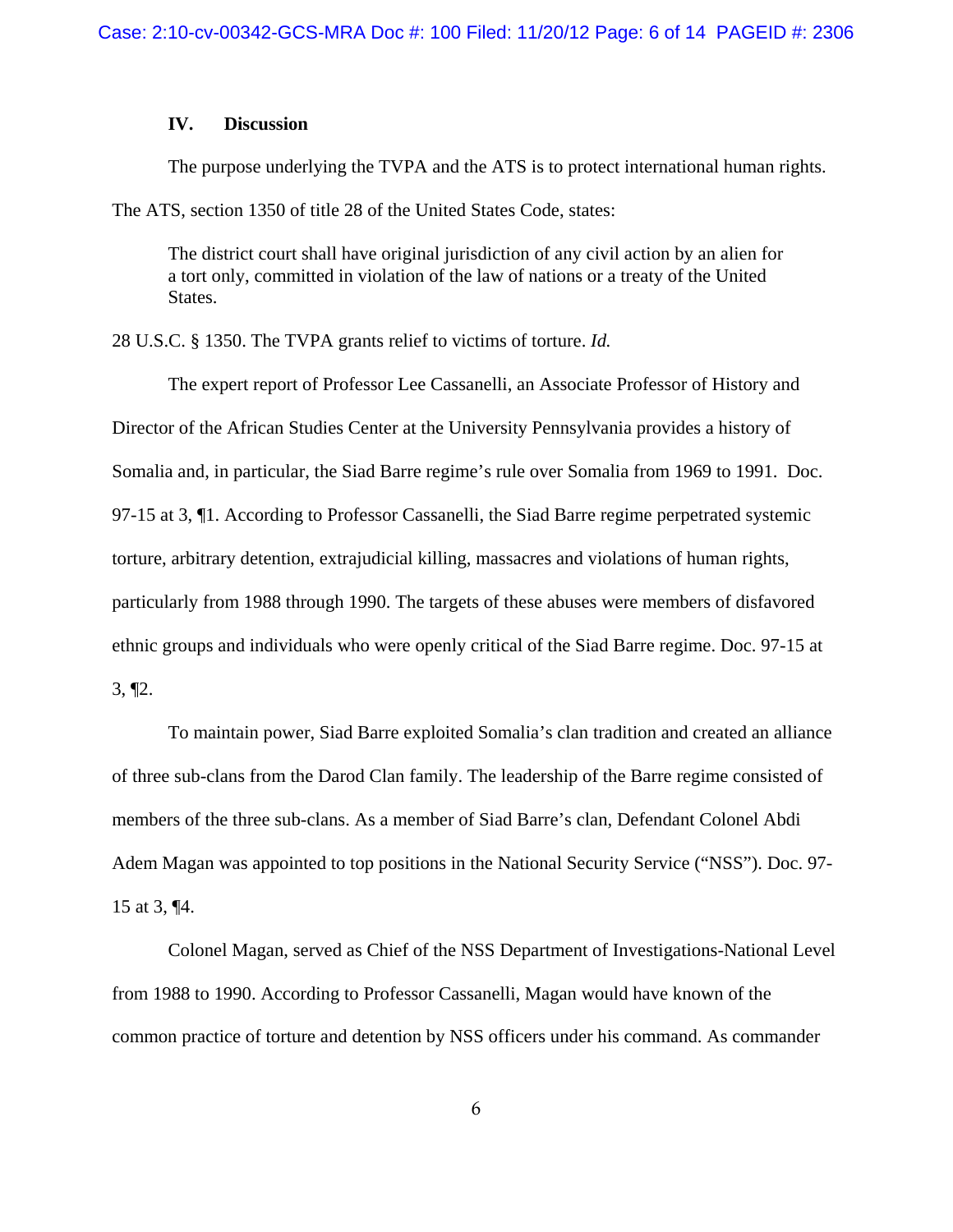## IV. Discussion

The purpose underlying the TVPA and the ATS is to protect international human rights. The ATS, section 1350 of title 28 of the United States Code, states:

> The district court shall have original jurisdiction of any civil action by an alien for a tort only, committed in violation of the law of nations or a treaty of the United States.

28 U.S.C. § 1350. The TVPA grants relief to victims of torture. *Id.*

The expert report of Professor Lee Cassanelli, an Associate Professor of History and Director of the African Studies Center at the University Pennsylvania provides a history of Somalia and, in particular, the Siad Barre regime's rule over Somalia from 1969 to 1991. Doc. 97-15 at 3, ¶1. According to Professor Cassanelli, the Siad Barre regime perpetrated systemic torture, arbitrary detention, extrajudicial killing, massacres and violations of human rights, particularly from 1988 through 1990. The targets of these abuses were members of disfavored ethnic groups and individuals who were openly critical of the Siad Barre regime. Doc. 97-15 at 3, ¶2.

To maintain power, Siad Barre exploited Somalia's clan tradition and created an alliance of three sub-clans from the Darod Clan family. The leadership of the Barre regime consisted of members of the three sub-clans. As a member of Siad Barre's clan, Defendant Colonel Abdi Adem Magan was appointed to top positions in the National Security Service ("NSS"). Doc. 97-15 at 3, ¶4.

Colonel Magan, served as Chief of the NSS Department of Investigations-National Level from 1988 to 1990. According to Professor Cassanelli, Magan would have known of the common practice of torture and detention by NSS officers under his command. As commander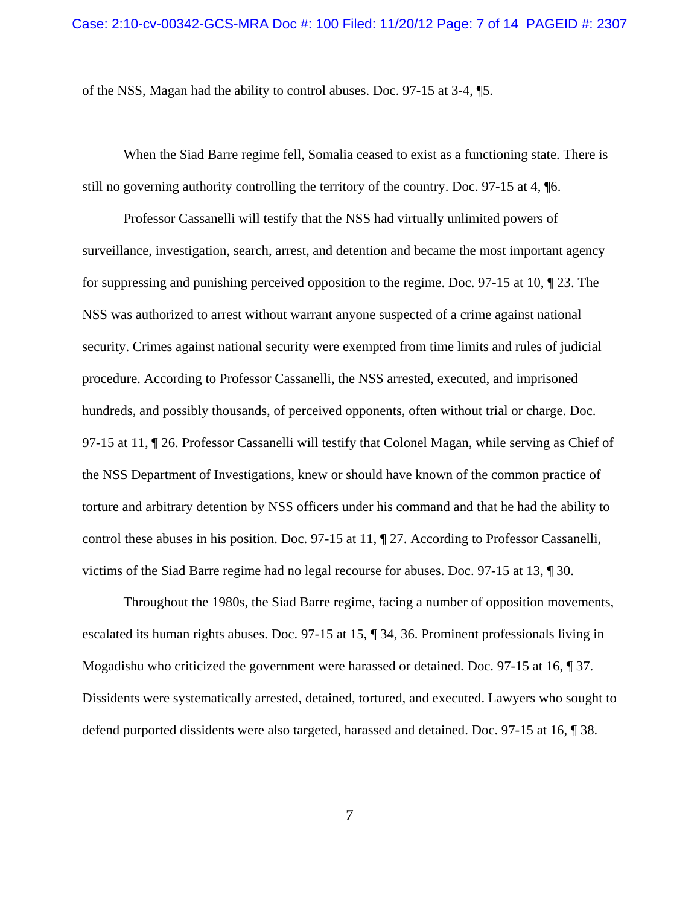of the NSS, Magan had the ability to control abuses. Doc. 97-15 at 3-4, ¶5.

When the Siad Barre regime fell, Somalia ceased to exist as a functioning state. There is still no governing authority controlling the territory of the country. Doc. 97-15 at 4, ¶6.

Professor Cassanelli will testify that the NSS had virtually unlimited powers of surveillance, investigation, search, arrest, and detention and became the most important agency for suppressing and punishing perceived opposition to the regime. Doc. 97-15 at 10, ¶ 23. The NSS was authorized to arrest without warrant anyone suspected of a crime against national security. Crimes against national security were exempted from time limits and rules of judicial procedure. According to Professor Cassanelli, the NSS arrested, executed, and imprisoned hundreds, and possibly thousands, of perceived opponents, often without trial or charge. Doc. 97-15 at 11, ¶ 26. Professor Cassanelli will testify that Colonel Magan, while serving as Chief of the NSS Department of Investigations, knew or should have known of the common practice of torture and arbitrary detention by NSS officers under his command and that he had the ability to control these abuses in his position. Doc. 97-15 at 11, ¶ 27. According to Professor Cassanelli, victims of the Siad Barre regime had no legal recourse for abuses. Doc. 97-15 at 13, ¶ 30.

Throughout the 1980s, the Siad Barre regime, facing a number of opposition movements, escalated its human rights abuses. Doc. 97-15 at 15, ¶ 34, 36. Prominent professionals living in Mogadishu who criticized the government were harassed or detained. Doc. 97-15 at 16, ¶ 37. Dissidents were systematically arrested, detained, tortured, and executed. Lawyers who sought to defend purported dissidents were also targeted, harassed and detained. Doc. 97-15 at 16, ¶ 38.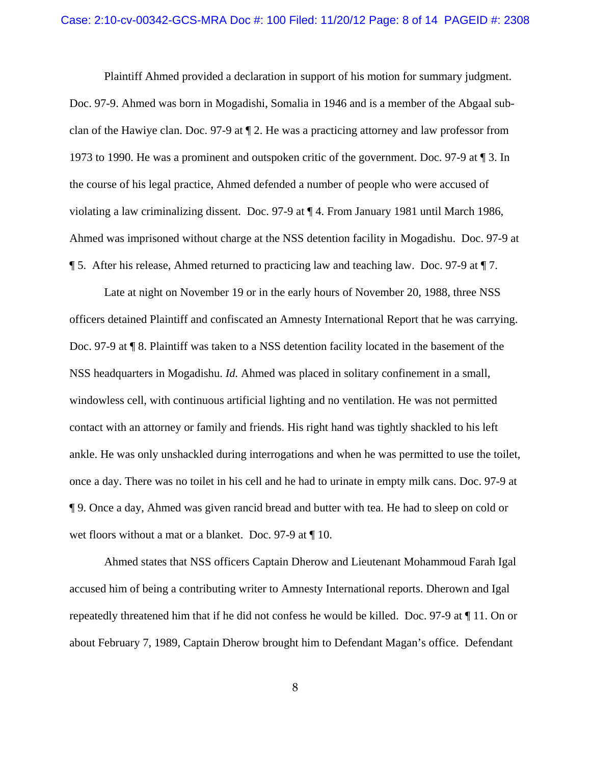Plaintiff Ahmed provided a declaration in support of his motion for summary judgment. Doc. 97-9. Ahmed was born in Mogadishi, Somalia in 1946 and is a member of the Abgaal sub-clan of the Hawiye clan. Doc. 97-9 at ¶ 2. He was a practicing attorney and law professor from 1973 to 1990. He was a prominent and outspoken critic of the government. Doc. 97-9 at ¶ 3. In the course of his legal practice, Ahmed defended a number of people who were accused of violating a law criminalizing dissent. Doc. 97-9 at ¶ 4. From January 1981 until March 1986, Ahmed was imprisoned without charge at the NSS detention facility in Mogadishu. Doc. 97-9 at ¶ 5. After his release, Ahmed returned to practicing law and teaching law. Doc. 97-9 at ¶ 7.

Late at night on November 19 or in the early hours of November 20, 1988, three NSS officers detained Plaintiff and confiscated an Amnesty International Report that he was carrying. Doc. 97-9 at ¶ 8. Plaintiff was taken to a NSS detention facility located in the basement of the NSS headquarters in Mogadishu. *Id.* Ahmed was placed in solitary confinement in a small, windowless cell, with continuous artificial lighting and no ventilation. He was not permitted contact with an attorney or family and friends. His right hand was tightly shackled to his left ankle. He was only unshackled during interrogations and when he was permitted to use the toilet, once a day. There was no toilet in his cell and he had to urinate in empty milk cans. Doc. 97-9 at ¶ 9. Once a day, Ahmed was given rancid bread and butter with tea. He had to sleep on cold or wet floors without a mat or a blanket. Doc. 97-9 at ¶ 10.

Ahmed states that NSS officers Captain Dherow and Lieutenant Mohammoud Farah Igal accused him of being a contributing writer to Amnesty International reports. Dherown and Igal repeatedly threatened him that if he did not confess he would be killed. Doc. 97-9 at ¶ 11. On or about February 7, 1989, Captain Dherow brought him to Defendant Magan's office. Defendant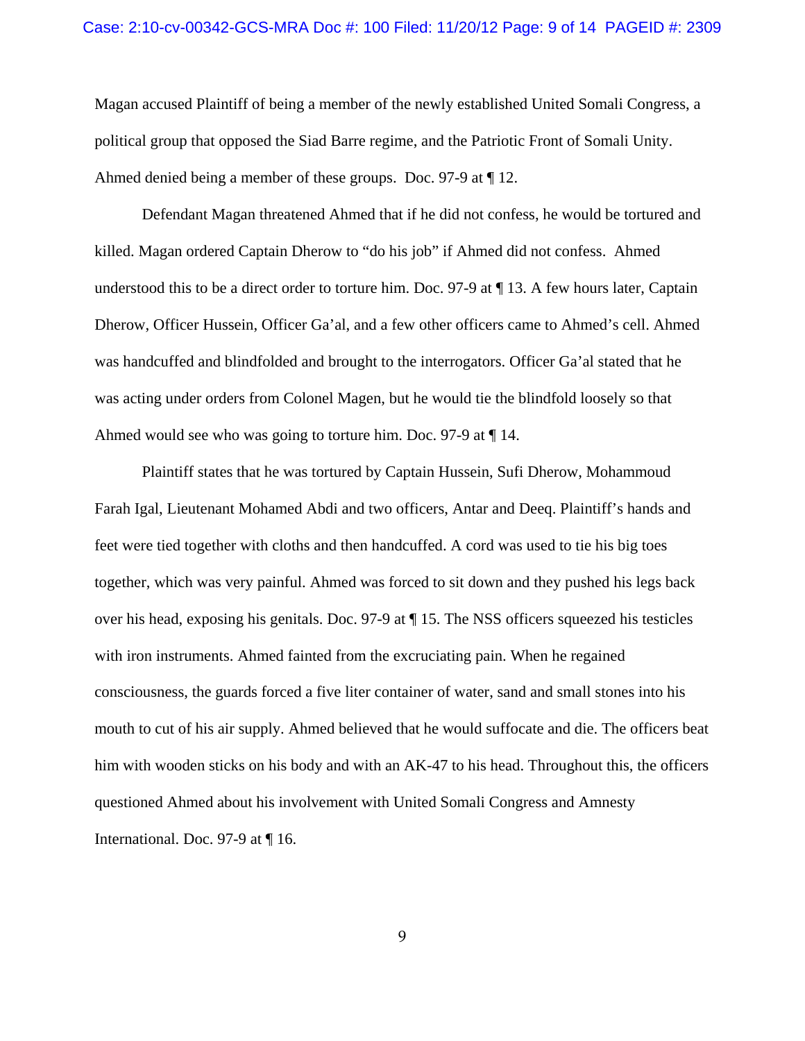Magan accused Plaintiff of being a member of the newly established United Somali Congress, a political group that opposed the Siad Barre regime, and the Patriotic Front of Somali Unity. Ahmed denied being a member of these groups. Doc. 97-9 at ¶ 12.

Defendant Magan threatened Ahmed that if he did not confess, he would be tortured and killed. Magan ordered Captain Dherow to "do his job" if Ahmed did not confess. Ahmed understood this to be a direct order to torture him. Doc. 97-9 at ¶ 13. A few hours later, Captain Dherow, Officer Hussein, Officer Ga'al, and a few other officers came to Ahmed's cell. Ahmed was handcuffed and blindfolded and brought to the interrogators. Officer Ga'al stated that he was acting under orders from Colonel Magen, but he would tie the blindfold loosely so that Ahmed would see who was going to torture him. Doc. 97-9 at ¶ 14.

Plaintiff states that he was tortured by Captain Hussein, Sufi Dherow, Mohammoud Farah Igal, Lieutenant Mohamed Abdi and two officers, Antar and Deeq. Plaintiff's hands and feet were tied together with cloths and then handcuffed. A cord was used to tie his big toes together, which was very painful. Ahmed was forced to sit down and they pushed his legs back over his head, exposing his genitals. Doc. 97-9 at ¶ 15. The NSS officers squeezed his testicles with iron instruments. Ahmed fainted from the excruciating pain. When he regained consciousness, the guards forced a five liter container of water, sand and small stones into his mouth to cut of his air supply. Ahmed believed that he would suffocate and die. The officers beat him with wooden sticks on his body and with an AK-47 to his head. Throughout this, the officers questioned Ahmed about his involvement with United Somali Congress and Amnesty International. Doc. 97-9 at ¶ 16.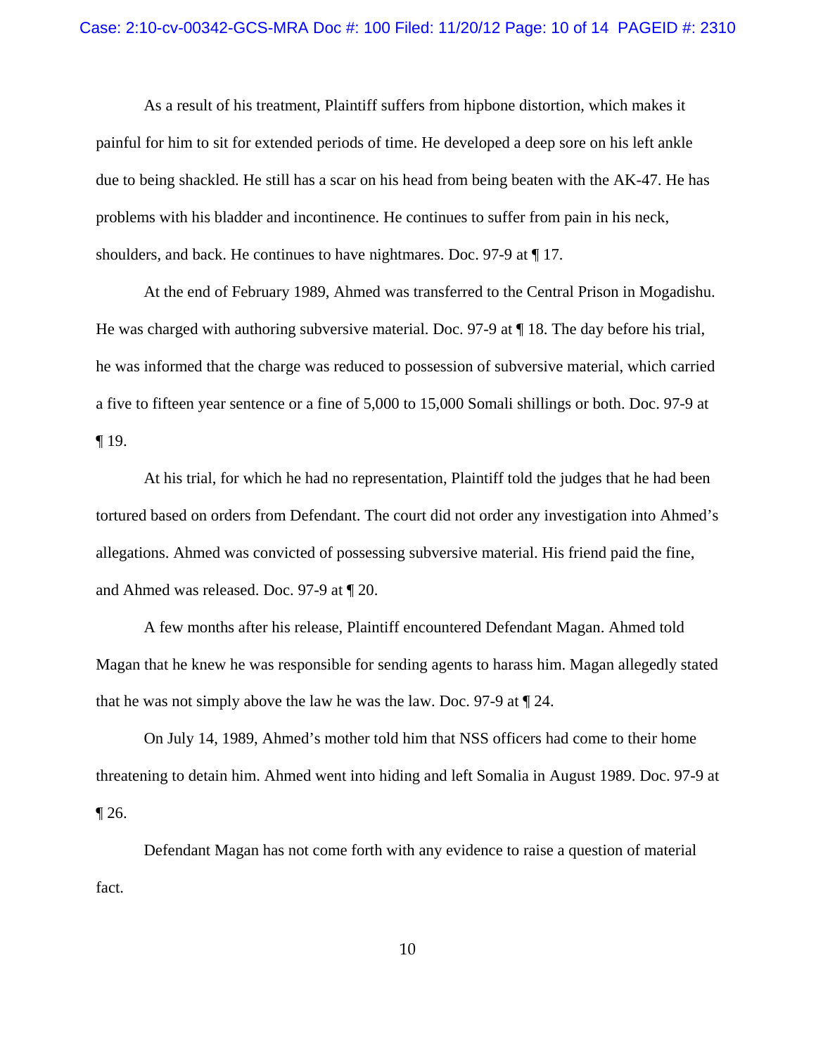As a result of his treatment, Plaintiff suffers from hipbone distortion, which makes it painful for him to sit for extended periods of time. He developed a deep sore on his left ankle due to being shackled. He still has a scar on his head from being beaten with the AK-47. He has problems with his bladder and incontinence. He continues to suffer from pain in his neck, shoulders, and back. He continues to have nightmares. Doc. 97-9 at ¶ 17.

At the end of February 1989, Ahmed was transferred to the Central Prison in Mogadishu. He was charged with authoring subversive material. Doc. 97-9 at ¶ 18. The day before his trial, he was informed that the charge was reduced to possession of subversive material, which carried a five to fifteen year sentence or a fine of 5,000 to 15,000 Somali shillings or both. Doc. 97-9 at ¶ 19.

At his trial, for which he had no representation, Plaintiff told the judges that he had been tortured based on orders from Defendant. The court did not order any investigation into Ahmed's allegations. Ahmed was convicted of possessing subversive material. His friend paid the fine, and Ahmed was released. Doc. 97-9 at ¶ 20.

A few months after his release, Plaintiff encountered Defendant Magan. Ahmed told Magan that he knew he was responsible for sending agents to harass him. Magan allegedly stated that he was not simply above the law he was the law. Doc. 97-9 at ¶ 24.

On July 14, 1989, Ahmed's mother told him that NSS officers had come to their home threatening to detain him. Ahmed went into hiding and left Somalia in August 1989. Doc. 97-9 at ¶ 26.

Defendant Magan has not come forth with any evidence to raise a question of material fact.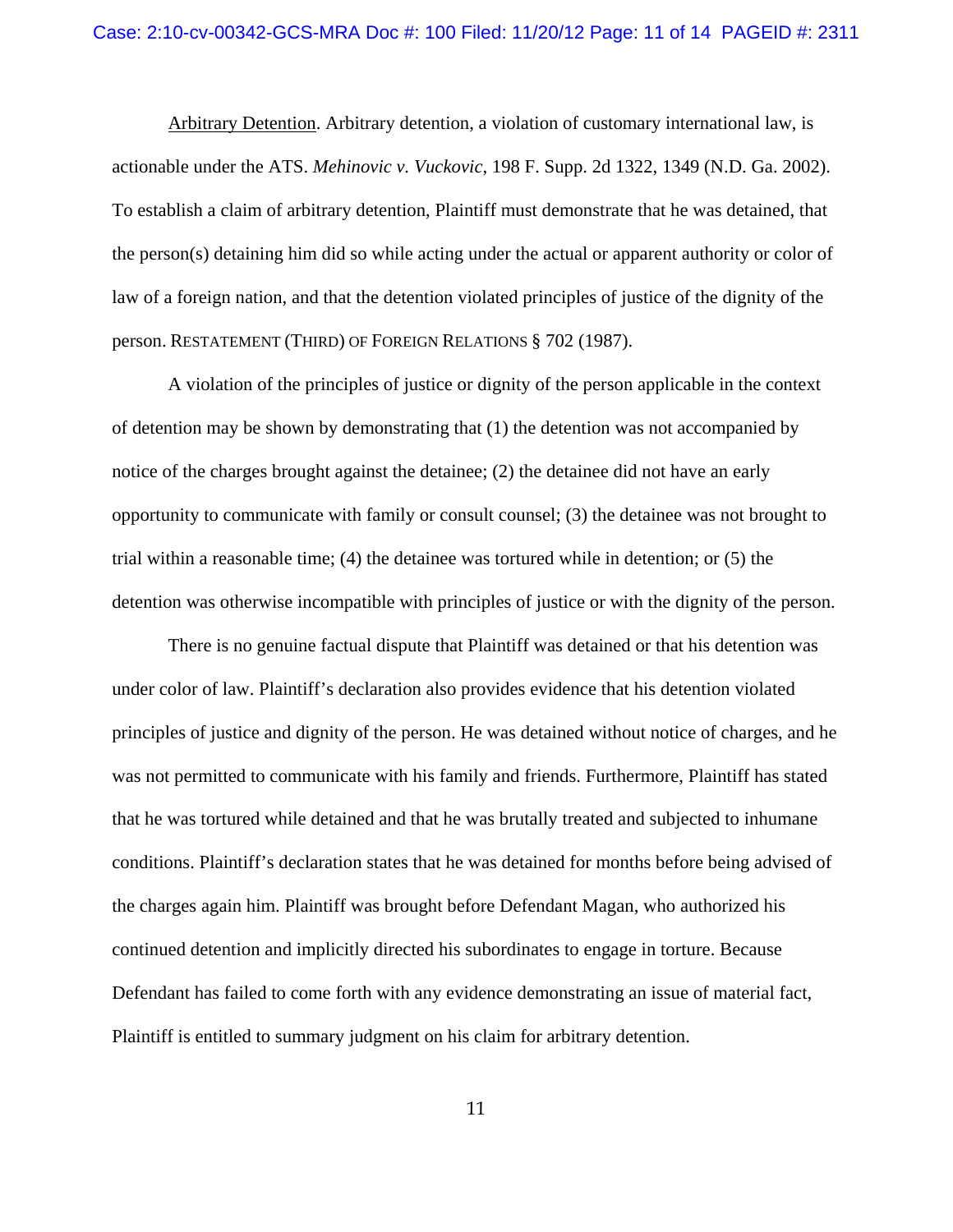<u>Arbitrary Detention</u>. Arbitrary detention, a violation of customary international law, is actionable under the ATS. *Mehinovic v. Vuckovic*, 198 F. Supp. 2d 1322, 1349 (N.D. Ga. 2002). To establish a claim of arbitrary detention, Plaintiff must demonstrate that he was detained, that the person(s) detaining him did so while acting under the actual or apparent authority or color of law of a foreign nation, and that the detention violated principles of justice of the dignity of the person. RESTATEMENT (THIRD) OF FOREIGN RELATIONS § 702 (1987).

A violation of the principles of justice or dignity of the person applicable in the context of detention may be shown by demonstrating that (1) the detention was not accompanied by notice of the charges brought against the detainee; (2) the detainee did not have an early opportunity to communicate with family or consult counsel; (3) the detainee was not brought to trial within a reasonable time; (4) the detainee was tortured while in detention; or (5) the detention was otherwise incompatible with principles of justice or with the dignity of the person.

There is no genuine factual dispute that Plaintiff was detained or that his detention was under color of law. Plaintiff's declaration also provides evidence that his detention violated principles of justice and dignity of the person. He was detained without notice of charges, and he was not permitted to communicate with his family and friends. Furthermore, Plaintiff has stated that he was tortured while detained and that he was brutally treated and subjected to inhumane conditions. Plaintiff's declaration states that he was detained for months before being advised of the charges again him. Plaintiff was brought before Defendant Magan, who authorized his continued detention and implicitly directed his subordinates to engage in torture. Because Defendant has failed to come forth with any evidence demonstrating an issue of material fact, Plaintiff is entitled to summary judgment on his claim for arbitrary detention.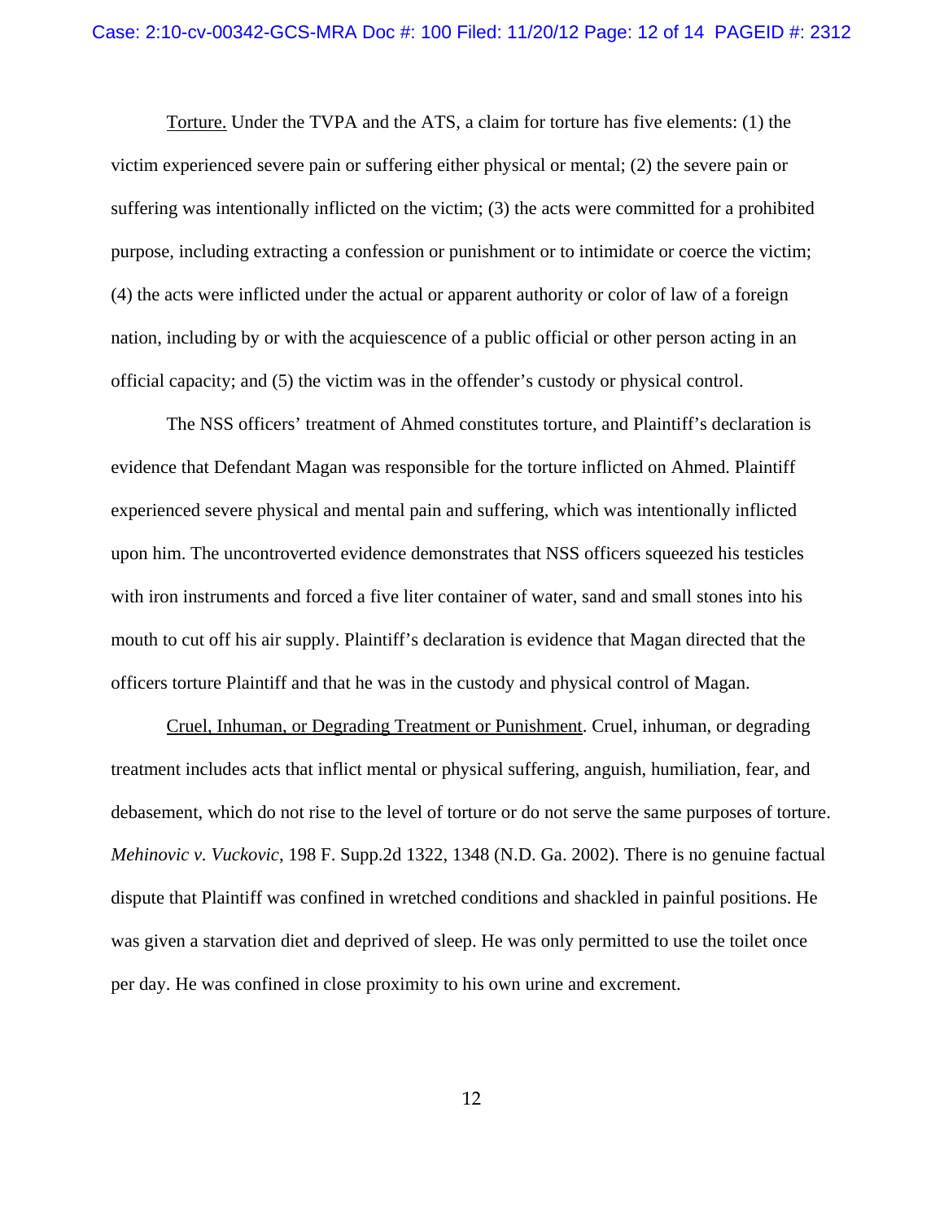Torture. Under the TVPA and the ATS, a claim for torture has five elements: (1) the victim experienced severe pain or suffering either physical or mental; (2) the severe pain or suffering was intentionally inflicted on the victim; (3) the acts were committed for a prohibited purpose, including extracting a confession or punishment or to intimidate or coerce the victim; (4) the acts were inflicted under the actual or apparent authority or color of law of a foreign nation, including by or with the acquiescence of a public official or other person acting in an official capacity; and (5) the victim was in the offender's custody or physical control.

The NSS officers' treatment of Ahmed constitutes torture, and Plaintiff's declaration is evidence that Defendant Magan was responsible for the torture inflicted on Ahmed. Plaintiff experienced severe physical and mental pain and suffering, which was intentionally inflicted upon him. The uncontroverted evidence demonstrates that NSS officers squeezed his testicles with iron instruments and forced a five liter container of water, sand and small stones into his mouth to cut off his air supply. Plaintiff's declaration is evidence that Magan directed that the officers torture Plaintiff and that he was in the custody and physical control of Magan.

Cruel, Inhuman, or Degrading Treatment or Punishment. Cruel, inhuman, or degrading treatment includes acts that inflict mental or physical suffering, anguish, humiliation, fear, and debasement, which do not rise to the level of torture or do not serve the same purposes of torture. *Mehinovic v. Vuckovic*, 198 F. Supp.2d 1322, 1348 (N.D. Ga. 2002). There is no genuine factual dispute that Plaintiff was confined in wretched conditions and shackled in painful positions. He was given a starvation diet and deprived of sleep. He was only permitted to use the toilet once per day. He was confined in close proximity to his own urine and excrement.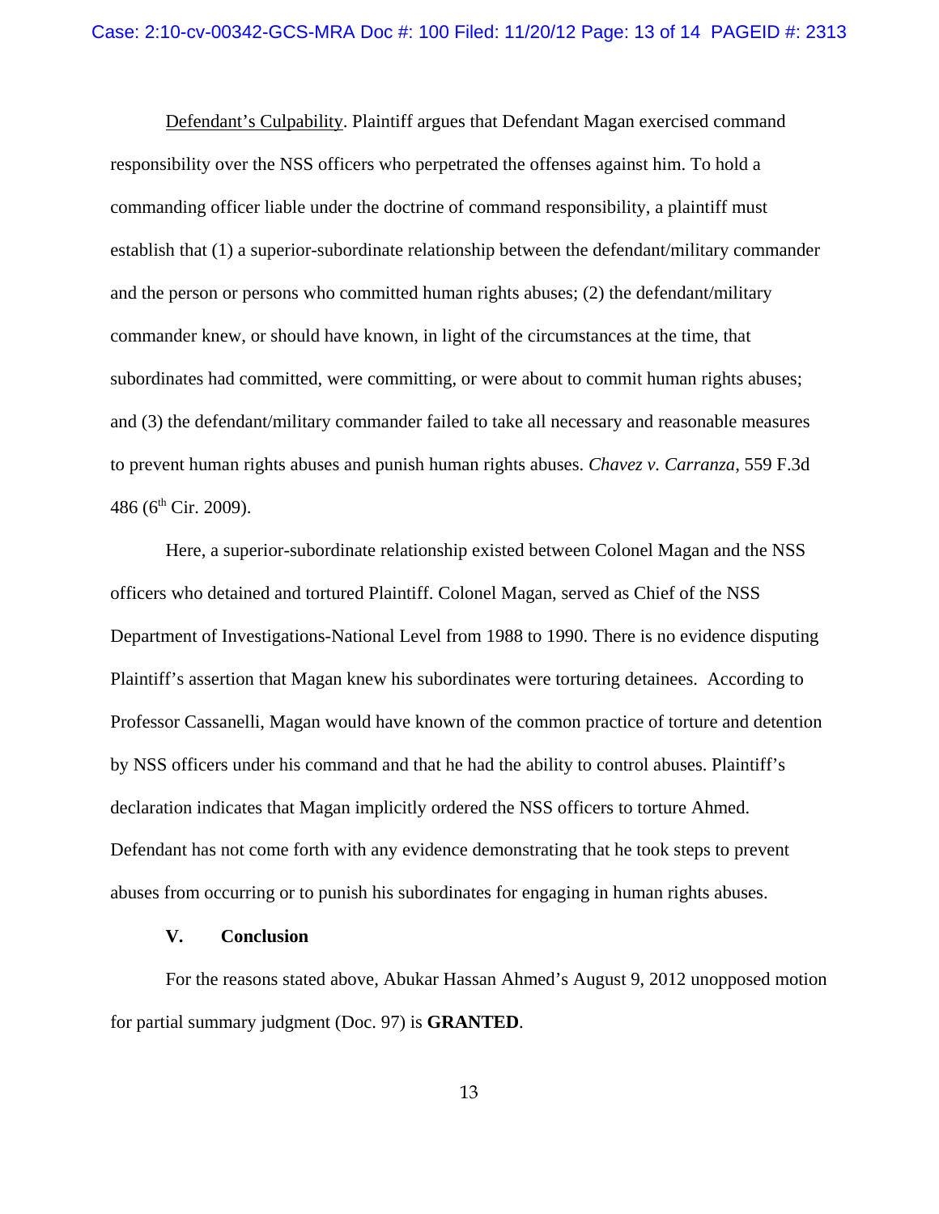Defendant's Culpability. Plaintiff argues that Defendant Magan exercised command responsibility over the NSS officers who perpetrated the offenses against him. To hold a commanding officer liable under the doctrine of command responsibility, a plaintiff must establish that (1) a superior-subordinate relationship between the defendant/military commander and the person or persons who committed human rights abuses; (2) the defendant/military commander knew, or should have known, in light of the circumstances at the time, that subordinates had committed, were committing, or were about to commit human rights abuses; and (3) the defendant/military commander failed to take all necessary and reasonable measures to prevent human rights abuses and punish human rights abuses. *Chavez v. Carranza*, 559 F.3d 486 (6th Cir. 2009).

Here, a superior-subordinate relationship existed between Colonel Magan and the NSS officers who detained and tortured Plaintiff. Colonel Magan, served as Chief of the NSS Department of Investigations-National Level from 1988 to 1990. There is no evidence disputing Plaintiff's assertion that Magan knew his subordinates were torturing detainees. According to Professor Cassanelli, Magan would have known of the common practice of torture and detention by NSS officers under his command and that he had the ability to control abuses. Plaintiff's declaration indicates that Magan implicitly ordered the NSS officers to torture Ahmed. Defendant has not come forth with any evidence demonstrating that he took steps to prevent abuses from occurring or to punish his subordinates for engaging in human rights abuses.

## V. Conclusion

For the reasons stated above, Abukar Hassan Ahmed's August 9, 2012 unopposed motion for partial summary judgment (Doc. 97) is **GRANTED**.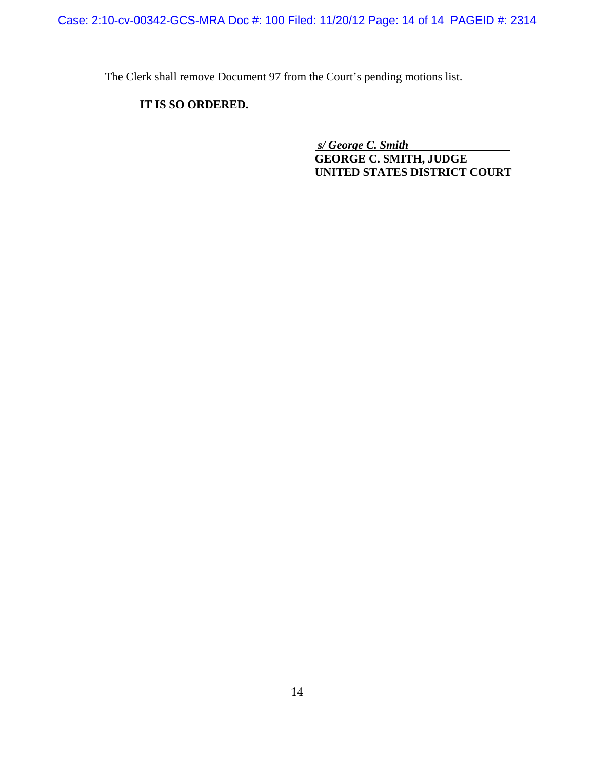The Clerk shall remove Document 97 from the Court's pending motions list.

**IT IS SO ORDERED.**

***s/ George C. Smith***
**GEORGE C. SMITH, JUDGE**
**UNITED STATES DISTRICT COURT**